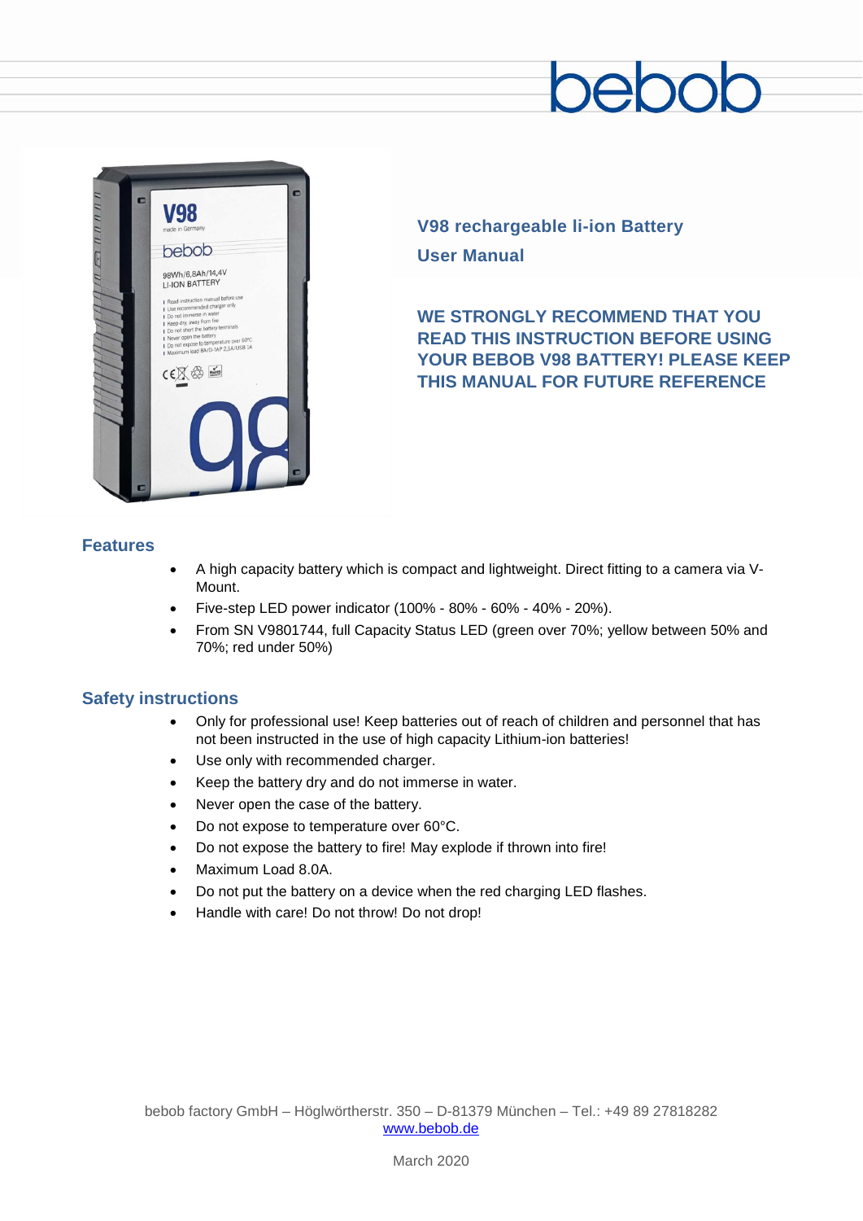bebob

# V98 rechargeable li-ion Battery

## User Manual

**WE STRONGLY RECOMMEND THAT YOU READ THIS INSTRUCTION BEFORE USING YOUR BEBOB V98 BATTERY! PLEASE KEEP THIS MANUAL FOR FUTURE REFERENCE**

## Features

- A high capacity battery which is compact and lightweight. Direct fitting to a camera via V-Mount.
- Five-step LED power indicator (100% - 80% - 60% - 40% - 20%).
- From SN V9801744, full Capacity Status LED (green over 70%; yellow between 50% and 70%; red under 50%)

## Safety instructions

- Only for professional use! Keep batteries out of reach of children and personnel that has not been instructed in the use of high capacity Lithium-ion batteries!
- Use only with recommended charger.
- Keep the battery dry and do not immerse in water.
- Never open the case of the battery.
- Do not expose to temperature over 60°C.
- Do not expose the battery to fire! May explode if thrown into fire!
- Maximum Load 8.0A.
- Do not put the battery on a device when the red charging LED flashes.
- Handle with care! Do not throw! Do not drop!

bebob factory GmbH – Höglwörtherstr. 350 – D-81379 München – Tel.: +49 89 27818282
www.bebob.de

March 2020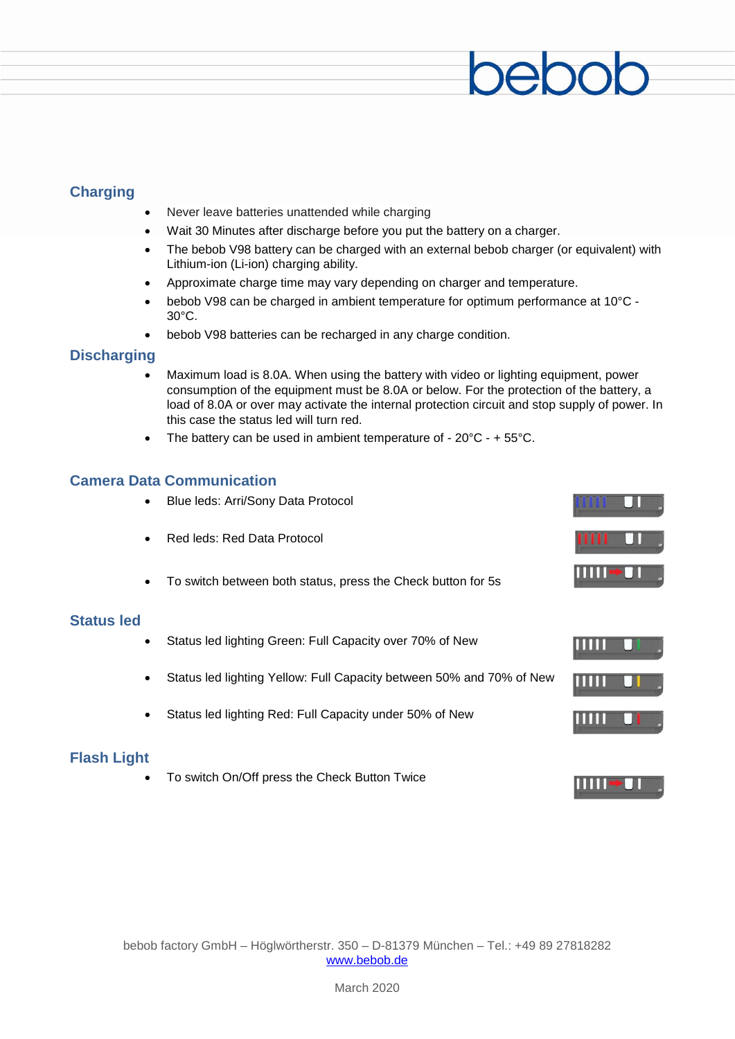## Charging

- Never leave batteries unattended while charging
- Wait 30 Minutes after discharge before you put the battery on a charger.
- The bebob V98 battery can be charged with an external bebob charger (or equivalent) with Lithium-ion (Li-ion) charging ability.
- Approximate charge time may vary depending on charger and temperature.
- bebob V98 can be charged in ambient temperature for optimum performance at 10°C - 30°C.
- bebob V98 batteries can be recharged in any charge condition.

## Discharging

- Maximum load is 8.0A. When using the battery with video or lighting equipment, power consumption of the equipment must be 8.0A or below. For the protection of the battery, a load of 8.0A or over may activate the internal protection circuit and stop supply of power. In this case the status led will turn red.
- The battery can be used in ambient temperature of - 20°C - + 55°C.

## Camera Data Communication

- Blue leds: Arri/Sony Data Protocol
- Red leds: Red Data Protocol
- To switch between both status, press the Check button for 5s

## Status led

- Status led lighting Green: Full Capacity over 70% of New
- Status led lighting Yellow: Full Capacity between 50% and 70% of New
- Status led lighting Red: Full Capacity under 50% of New

## Flash Light

- To switch On/Off press the Check Button Twice

bebob factory GmbH – Höglwörtherstr. 350 – D-81379 München – Tel.: +49 89 27818282
www.bebob.de

March 2020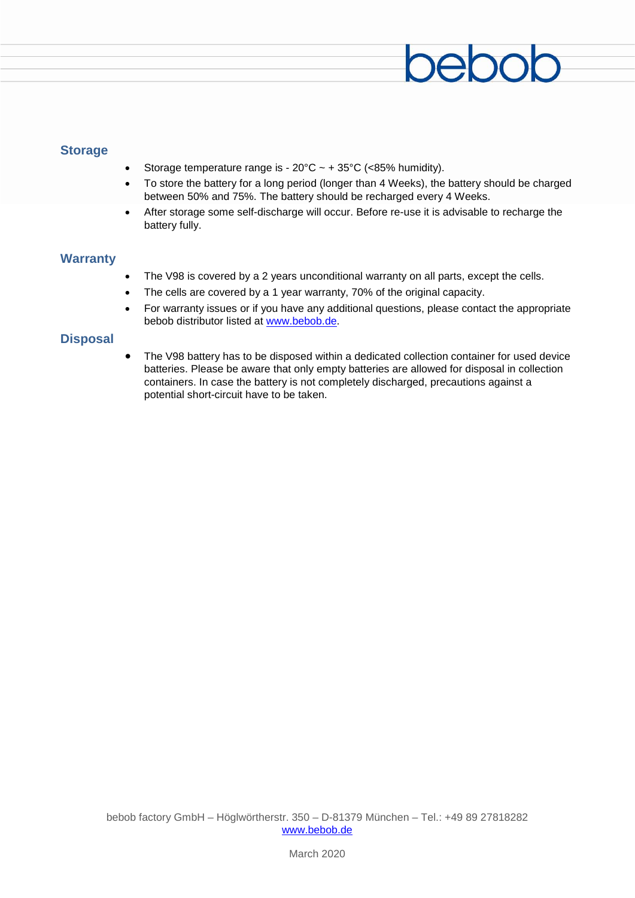## Storage

- Storage temperature range is - 20°C ~ + 35°C (<85% humidity).
- To store the battery for a long period (longer than 4 Weeks), the battery should be charged between 50% and 75%. The battery should be recharged every 4 Weeks.
- After storage some self-discharge will occur. Before re-use it is advisable to recharge the battery fully.

## Warranty

- The V98 is covered by a 2 years unconditional warranty on all parts, except the cells.
- The cells are covered by a 1 year warranty, 70% of the original capacity.
- For warranty issues or if you have any additional questions, please contact the appropriate bebob distributor listed at [www.bebob.de](http://www.bebob.de).

## Disposal

- The V98 battery has to be disposed within a dedicated collection container for used device batteries. Please be aware that only empty batteries are allowed for disposal in collection containers. In case the battery is not completely discharged, precautions against a potential short-circuit have to be taken.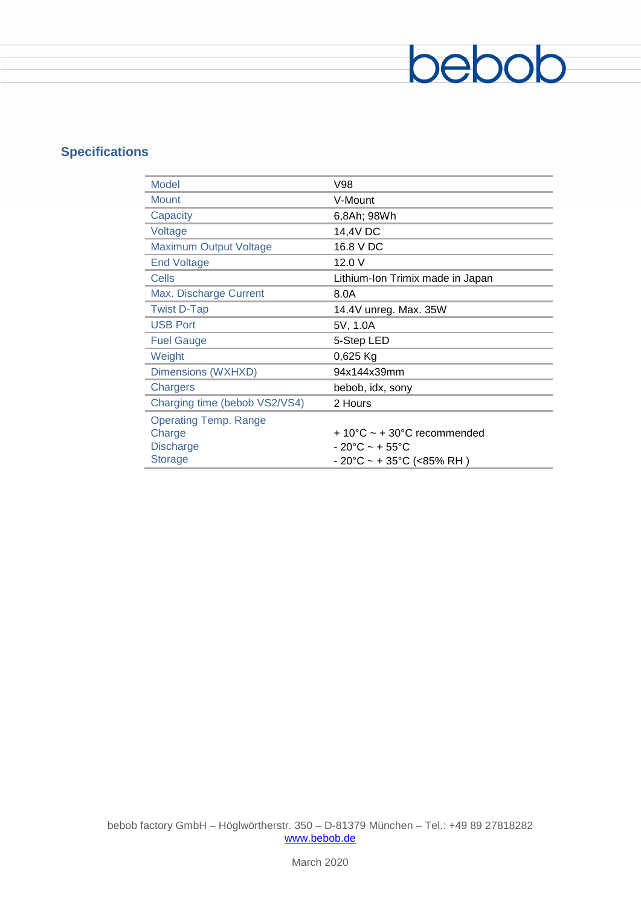## Specifications

| Model | V98 |
|---|---|
| Mount | V-Mount |
| Capacity | 6,8Ah; 98Wh |
| Voltage | 14,4V DC |
| Maximum Output Voltage | 16.8 V DC |
| End Voltage | 12.0 V |
| Cells | Lithium-Ion Trimix made in Japan |
| Max. Discharge Current | 8.0A |
| Twist D-Tap | 14.4V unreg. Max. 35W |
| USB Port | 5V, 1.0A |
| Fuel Gauge | 5-Step LED |
| Weight | 0,625 Kg |
| Dimensions (WXHXD) | 94x144x39mm |
| Chargers | bebob, idx, sony |
| Charging time (bebob VS2/VS4) | 2 Hours |
| Operating Temp. Range | |
| Charge | + 10°C ~ + 30°C recommended |
| Discharge | - 20°C ~ + 55°C |
| Storage | - 20°C ~ + 35°C (<85% RH ) |

bebob factory GmbH – Höglwörtherstr. 350 – D-81379 München – Tel.: +49 89 27818282
www.bebob.de

March 2020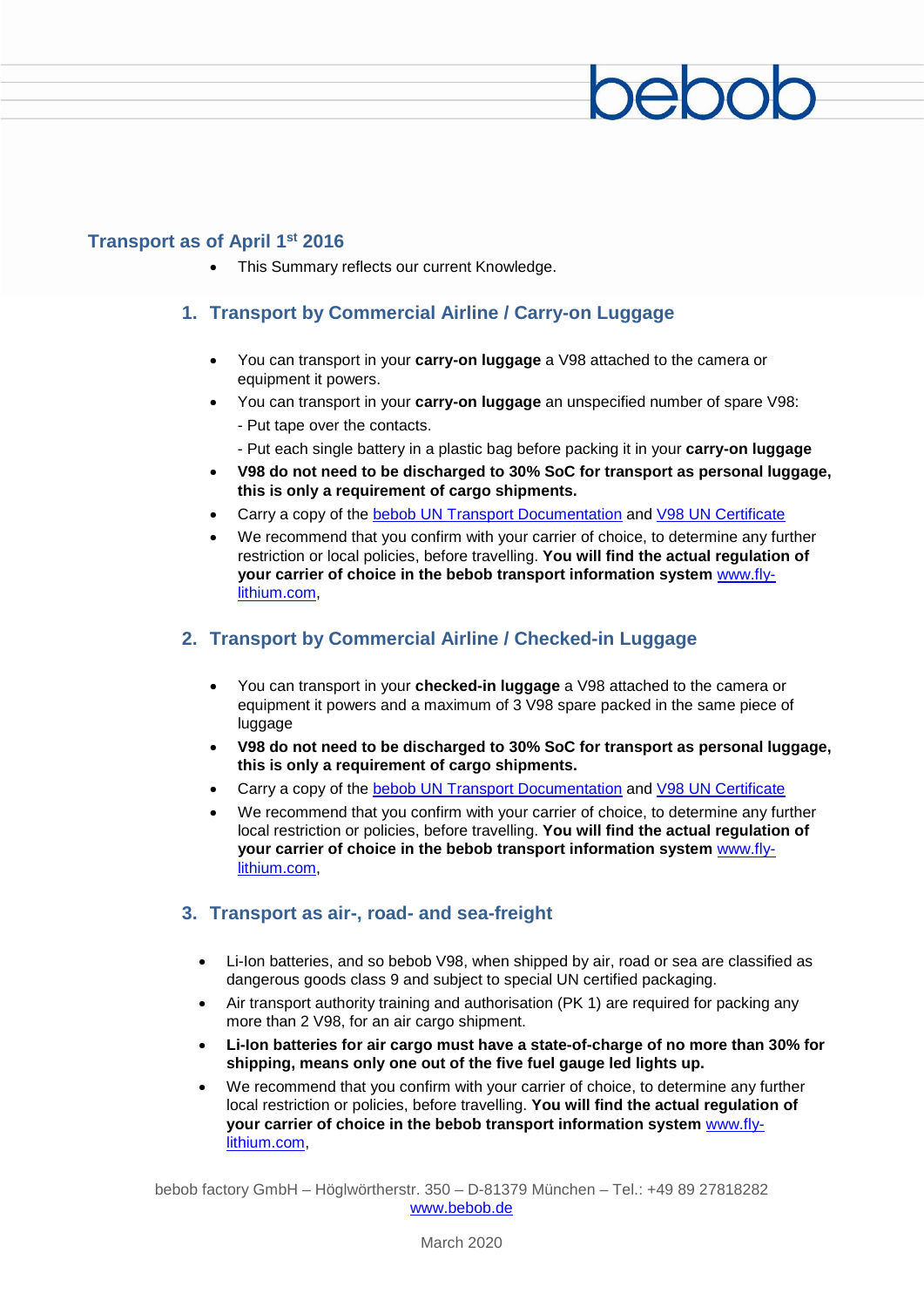## Transport as of April 1st 2016

- This Summary reflects our current Knowledge.

### 1. Transport by Commercial Airline / Carry-on Luggage

- You can transport in your **carry-on luggage** a V98 attached to the camera or equipment it powers.
- You can transport in your **carry-on luggage** an unspecified number of spare V98:
  - Put tape over the contacts.
  - Put each single battery in a plastic bag before packing it in your **carry-on luggage**
- **V98 do not need to be discharged to 30% SoC for transport as personal luggage, this is only a requirement of cargo shipments.**
- Carry a copy of the bebob UN Transport Documentation and V98 UN Certificate
- We recommend that you confirm with your carrier of choice, to determine any further restriction or local policies, before travelling. **You will find the actual regulation of your carrier of choice in the bebob transport information system** www.fly-lithium.com,

### 2. Transport by Commercial Airline / Checked-in Luggage

- You can transport in your **checked-in luggage** a V98 attached to the camera or equipment it powers and a maximum of 3 V98 spare packed in the same piece of luggage
- **V98 do not need to be discharged to 30% SoC for transport as personal luggage, this is only a requirement of cargo shipments.**
- Carry a copy of the bebob UN Transport Documentation and V98 UN Certificate
- We recommend that you confirm with your carrier of choice, to determine any further local restriction or policies, before travelling. **You will find the actual regulation of your carrier of choice in the bebob transport information system** www.fly-lithium.com,

### 3. Transport as air-, road- and sea-freight

- Li-Ion batteries, and so bebob V98, when shipped by air, road or sea are classified as dangerous goods class 9 and subject to special UN certified packaging.
- Air transport authority training and authorisation (PK 1) are required for packing any more than 2 V98, for an air cargo shipment.
- **Li-Ion batteries for air cargo must have a state-of-charge of no more than 30% for shipping, means only one out of the five fuel gauge led lights up.**
- We recommend that you confirm with your carrier of choice, to determine any further local restriction or policies, before travelling. **You will find the actual regulation of your carrier of choice in the bebob transport information system** www.fly-lithium.com,

bebob factory GmbH – Höglwörtherstr. 350 – D-81379 München – Tel.: +49 89 27818282
www.bebob.de

March 2020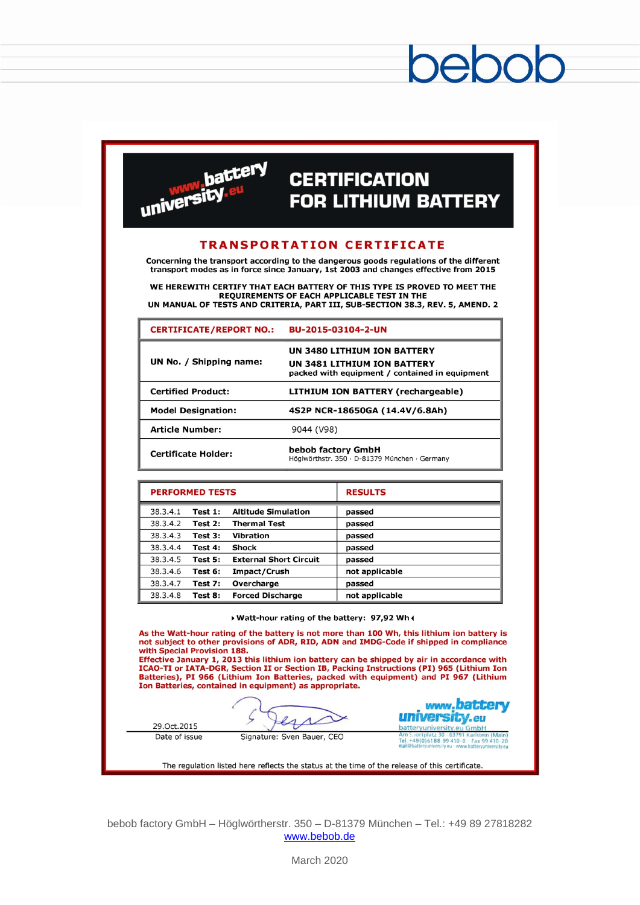# CERTIFICATION FOR LITHIUM BATTERY

## TRANSPORTATION CERTIFICATE

**Concerning the transport according to the dangerous goods regulations of the different transport modes as in force since January, 1st 2003 and changes effective from 2015**

**WE HEREWITH CERTIFY THAT EACH BATTERY OF THIS TYPE IS PROVED TO MEET THE REQUIREMENTS OF EACH APPLICABLE TEST IN THE UN MANUAL OF TESTS AND CRITERIA, PART III, SUB-SECTION 38.3, REV. 5, AMEND. 2**

| | |
|---|---|
| **CERTIFICATE/REPORT NO.:** | **BU-2015-03104-2-UN** |
| **UN No. / Shipping name:** | **UN 3480 LITHIUM ION BATTERY**<br>**UN 3481 LITHIUM ION BATTERY**<br>**packed with equipment / contained in equipment** |
| **Certified Product:** | **LITHIUM ION BATTERY (rechargeable)** |
| **Model Designation:** | **4S2P NCR-18650GA (14.4V/6.8Ah)** |
| **Article Number:** | 9044 (V98) |
| **Certificate Holder:** | **bebob factory GmbH**<br>Höglwörthstr. 350 · D-81379 München · Germany |

| **PERFORMED TESTS** | | | **RESULTS** |
|---|---|---|---|
| 38.3.4.1 | **Test 1:** | **Altitude Simulation** | **passed** |
| 38.3.4.2 | **Test 2:** | **Thermal Test** | **passed** |
| 38.3.4.3 | **Test 3:** | **Vibration** | **passed** |
| 38.3.4.4 | **Test 4:** | **Shock** | **passed** |
| 38.3.4.5 | **Test 5:** | **External Short Circuit** | **passed** |
| 38.3.4.6 | **Test 6:** | **Impact/Crush** | **not applicable** |
| 38.3.4.7 | **Test 7:** | **Overcharge** | **passed** |
| 38.3.4.8 | **Test 8:** | **Forced Discharge** | **not applicable** |

**Watt-hour rating of the battery: 97,92 Wh**

**As the Watt-hour rating of the battery is not more than 100 Wh, this lithium ion battery is not subject to other provisions of ADR, RID, ADN and IMDG-Code if shipped in compliance with Special Provision 188.**
**Effective January 1, 2013 this lithium ion battery can be shipped by air in accordance with ICAO-TI or IATA-DGR, Section II or Section IB, Packing Instructions (PI) 965 (Lithium Ion Batteries), PI 966 (Lithium Ion Batteries, packed with equipment) and PI 967 (Lithium Ion Batteries, contained in equipment) as appropriate.**

29.Oct.2015
Date of issue

Signature: Sven Bauer, CEO

www.batteryuniversity.eu
batteryuniversity.eu GmbH
Am Sportplatz 30 · 63791 Karlstein (Main)
Tel. +49(0)6188 99 410-0 · Fax 99 410-20
mail@batteryuniversity.eu · www.batteryuniversity.eu

The regulation listed here reflects the status at the time of the release of this certificate.

bebob factory GmbH – Höglwörtherstr. 350 – D-81379 München – Tel.: +49 89 27818282
www.bebob.de

March 2020